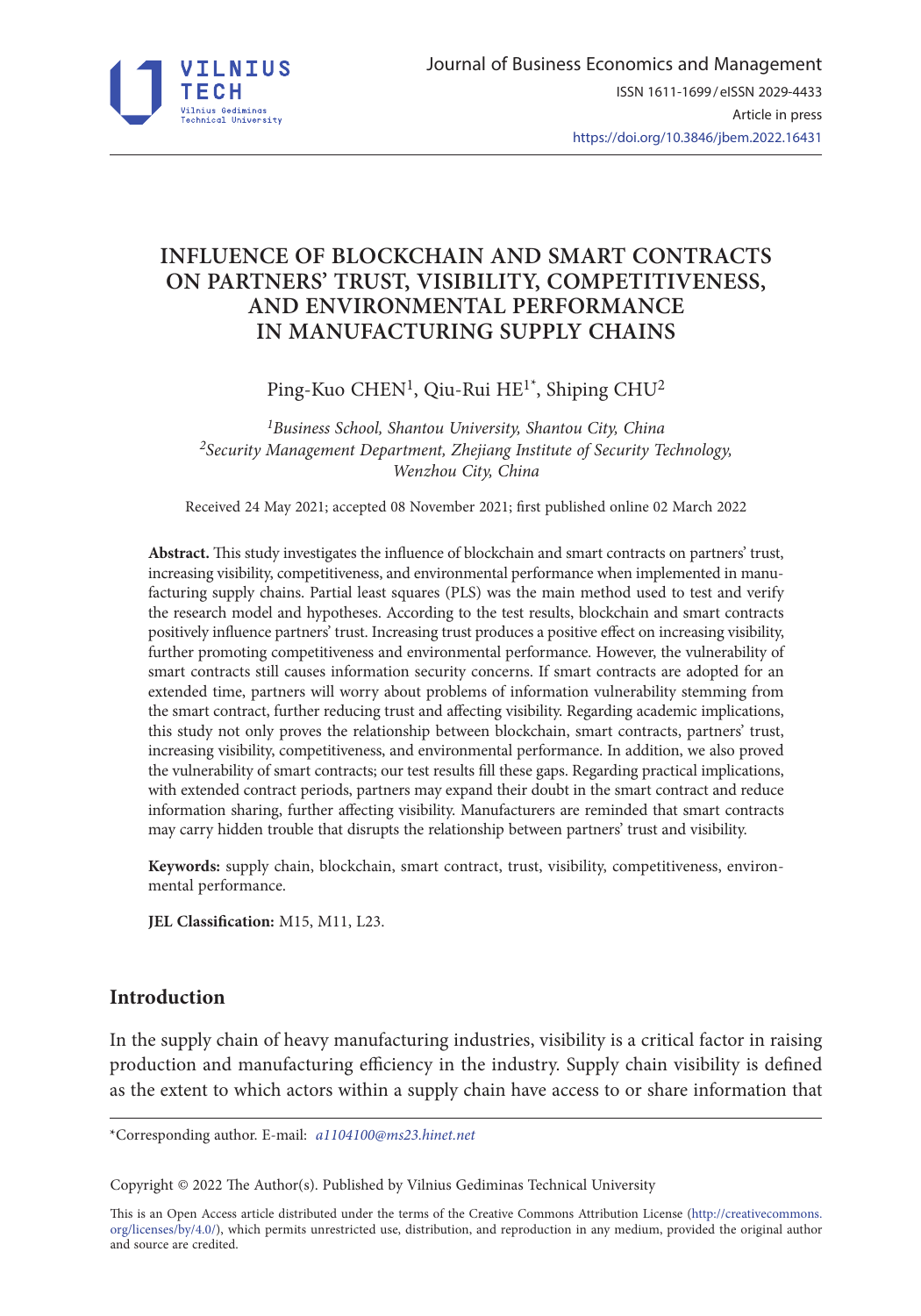# INFLUENCE OF BLOCKCHAIN AND SMART CONTRACTS ON PARTNERS' TRUST, VISIBILITY, COMPETITIVENESS, AND ENVIRONMENTAL PERFORMANCE IN MANUFACTURING SUPPLY CHAINS

Ping-Kuo CHEN[1], Qiu-Rui HE[1*], Shiping CHU[2]

*[1]Business School, Shantou University, Shantou City, China*
*[2]Security Management Department, Zhejiang Institute of Security Technology, Wenzhou City, China*

Received 24 May 2021; accepted 08 November 2021; first published online 02 March 2022

**Abstract.** This study investigates the influence of blockchain and smart contracts on partners' trust, increasing visibility, competitiveness, and environmental performance when implemented in manufacturing supply chains. Partial least squares (PLS) was the main method used to test and verify the research model and hypotheses. According to the test results, blockchain and smart contracts positively influence partners' trust. Increasing trust produces a positive effect on increasing visibility, further promoting competitiveness and environmental performance. However, the vulnerability of smart contracts still causes information security concerns. If smart contracts are adopted for an extended time, partners will worry about problems of information vulnerability stemming from the smart contract, further reducing trust and affecting visibility. Regarding academic implications, this study not only proves the relationship between blockchain, smart contracts, partners' trust, increasing visibility, competitiveness, and environmental performance. In addition, we also proved the vulnerability of smart contracts; our test results fill these gaps. Regarding practical implications, with extended contract periods, partners may expand their doubt in the smart contract and reduce information sharing, further affecting visibility. Manufacturers are reminded that smart contracts may carry hidden trouble that disrupts the relationship between partners' trust and visibility.

**Keywords:** supply chain, blockchain, smart contract, trust, visibility, competitiveness, environmental performance.

**JEL Classification:** M15, M11, L23.

## Introduction

In the supply chain of heavy manufacturing industries, visibility is a critical factor in raising production and manufacturing efficiency in the industry. Supply chain visibility is defined as the extent to which actors within a supply chain have access to or share information that

*Corresponding author. E-mail: *a1104100@ms23.hinet.net*

Copyright © 2022 The Author(s). Published by Vilnius Gediminas Technical University

This is an Open Access article distributed under the terms of the Creative Commons Attribution License (http://creativecommons.org/licenses/by/4.0/), which permits unrestricted use, distribution, and reproduction in any medium, provided the original author and source are credited.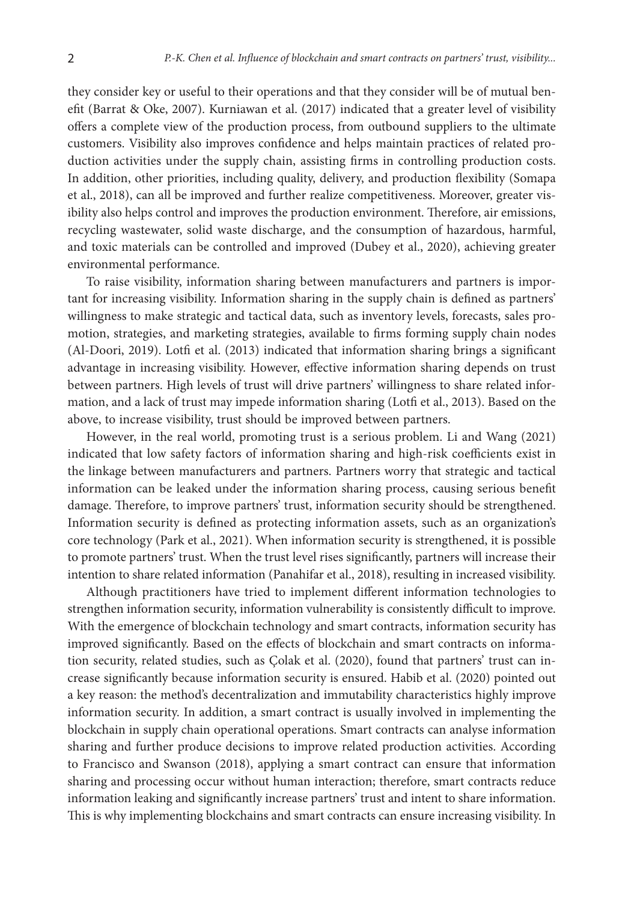they consider key or useful to their operations and that they consider will be of mutual benefit (Barrat & Oke, 2007). Kurniawan et al. (2017) indicated that a greater level of visibility offers a complete view of the production process, from outbound suppliers to the ultimate customers. Visibility also improves confidence and helps maintain practices of related production activities under the supply chain, assisting firms in controlling production costs. In addition, other priorities, including quality, delivery, and production flexibility (Somapa et al., 2018), can all be improved and further realize competitiveness. Moreover, greater visibility also helps control and improves the production environment. Therefore, air emissions, recycling wastewater, solid waste discharge, and the consumption of hazardous, harmful, and toxic materials can be controlled and improved (Dubey et al., 2020), achieving greater environmental performance.

To raise visibility, information sharing between manufacturers and partners is important for increasing visibility. Information sharing in the supply chain is defined as partners' willingness to make strategic and tactical data, such as inventory levels, forecasts, sales promotion, strategies, and marketing strategies, available to firms forming supply chain nodes (Al-Doori, 2019). Lotfi et al. (2013) indicated that information sharing brings a significant advantage in increasing visibility. However, effective information sharing depends on trust between partners. High levels of trust will drive partners' willingness to share related information, and a lack of trust may impede information sharing (Lotfi et al., 2013). Based on the above, to increase visibility, trust should be improved between partners.

However, in the real world, promoting trust is a serious problem. Li and Wang (2021) indicated that low safety factors of information sharing and high-risk coefficients exist in the linkage between manufacturers and partners. Partners worry that strategic and tactical information can be leaked under the information sharing process, causing serious benefit damage. Therefore, to improve partners' trust, information security should be strengthened. Information security is defined as protecting information assets, such as an organization's core technology (Park et al., 2021). When information security is strengthened, it is possible to promote partners' trust. When the trust level rises significantly, partners will increase their intention to share related information (Panahifar et al., 2018), resulting in increased visibility.

Although practitioners have tried to implement different information technologies to strengthen information security, information vulnerability is consistently difficult to improve. With the emergence of blockchain technology and smart contracts, information security has improved significantly. Based on the effects of blockchain and smart contracts on information security, related studies, such as Çolak et al. (2020), found that partners' trust can increase significantly because information security is ensured. Habib et al. (2020) pointed out a key reason: the method's decentralization and immutability characteristics highly improve information security. In addition, a smart contract is usually involved in implementing the blockchain in supply chain operational operations. Smart contracts can analyse information sharing and further produce decisions to improve related production activities. According to Francisco and Swanson (2018), applying a smart contract can ensure that information sharing and processing occur without human interaction; therefore, smart contracts reduce information leaking and significantly increase partners' trust and intent to share information. This is why implementing blockchains and smart contracts can ensure increasing visibility. In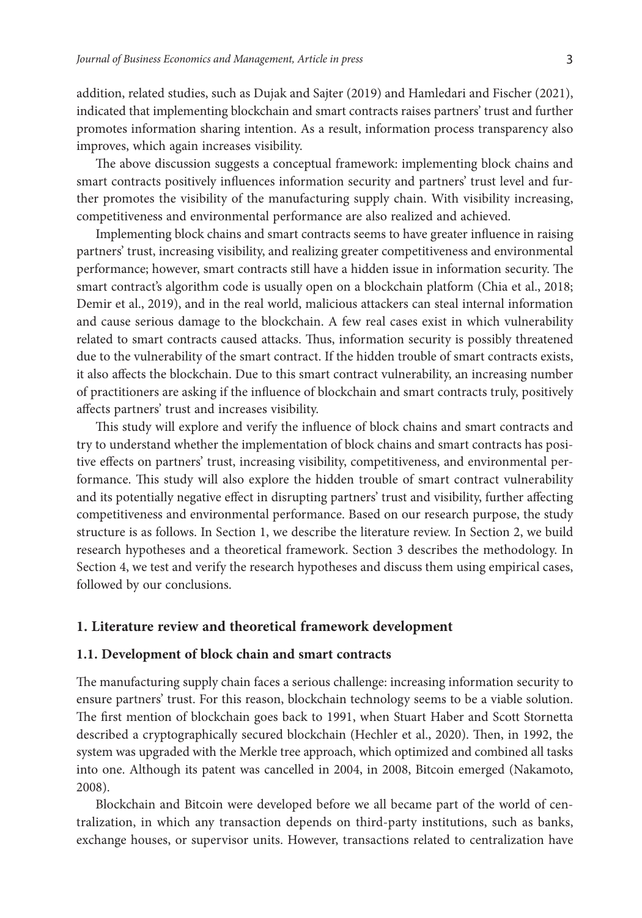addition, related studies, such as Dujak and Sajter (2019) and Hamledari and Fischer (2021), indicated that implementing blockchain and smart contracts raises partners' trust and further promotes information sharing intention. As a result, information process transparency also improves, which again increases visibility.

The above discussion suggests a conceptual framework: implementing block chains and smart contracts positively influences information security and partners' trust level and further promotes the visibility of the manufacturing supply chain. With visibility increasing, competitiveness and environmental performance are also realized and achieved.

Implementing block chains and smart contracts seems to have greater influence in raising partners' trust, increasing visibility, and realizing greater competitiveness and environmental performance; however, smart contracts still have a hidden issue in information security. The smart contract's algorithm code is usually open on a blockchain platform (Chia et al., 2018; Demir et al., 2019), and in the real world, malicious attackers can steal internal information and cause serious damage to the blockchain. A few real cases exist in which vulnerability related to smart contracts caused attacks. Thus, information security is possibly threatened due to the vulnerability of the smart contract. If the hidden trouble of smart contracts exists, it also affects the blockchain. Due to this smart contract vulnerability, an increasing number of practitioners are asking if the influence of blockchain and smart contracts truly, positively affects partners' trust and increases visibility.

This study will explore and verify the influence of block chains and smart contracts and try to understand whether the implementation of block chains and smart contracts has positive effects on partners' trust, increasing visibility, competitiveness, and environmental performance. This study will also explore the hidden trouble of smart contract vulnerability and its potentially negative effect in disrupting partners' trust and visibility, further affecting competitiveness and environmental performance. Based on our research purpose, the study structure is as follows. In Section 1, we describe the literature review. In Section 2, we build research hypotheses and a theoretical framework. Section 3 describes the methodology. In Section 4, we test and verify the research hypotheses and discuss them using empirical cases, followed by our conclusions.

## 1. Literature review and theoretical framework development

### 1.1. Development of block chain and smart contracts

The manufacturing supply chain faces a serious challenge: increasing information security to ensure partners' trust. For this reason, blockchain technology seems to be a viable solution. The first mention of blockchain goes back to 1991, when Stuart Haber and Scott Stornetta described a cryptographically secured blockchain (Hechler et al., 2020). Then, in 1992, the system was upgraded with the Merkle tree approach, which optimized and combined all tasks into one. Although its patent was cancelled in 2004, in 2008, Bitcoin emerged (Nakamoto, 2008).

Blockchain and Bitcoin were developed before we all became part of the world of centralization, in which any transaction depends on third-party institutions, such as banks, exchange houses, or supervisor units. However, transactions related to centralization have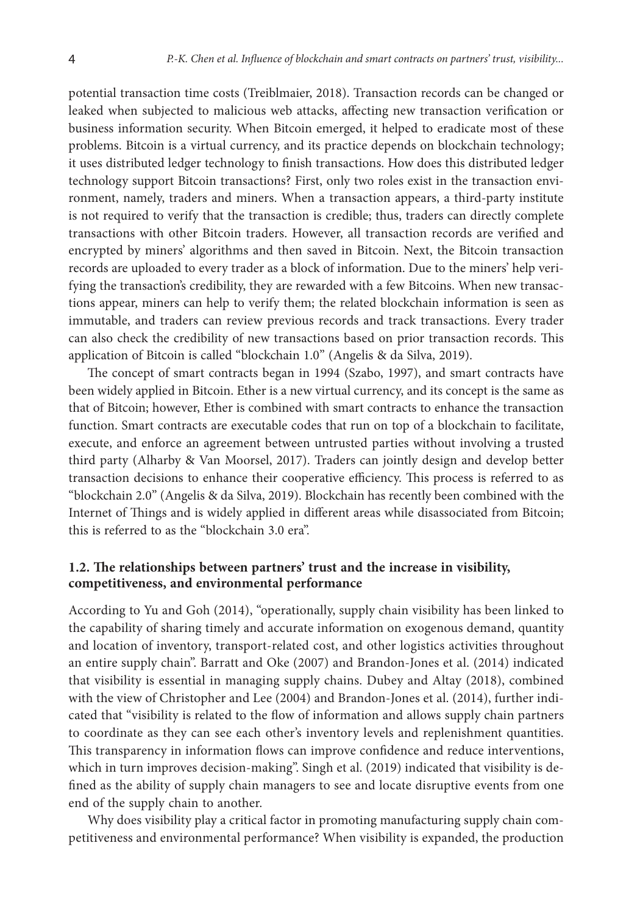potential transaction time costs (Treiblmaier, 2018). Transaction records can be changed or leaked when subjected to malicious web attacks, affecting new transaction verification or business information security. When Bitcoin emerged, it helped to eradicate most of these problems. Bitcoin is a virtual currency, and its practice depends on blockchain technology; it uses distributed ledger technology to finish transactions. How does this distributed ledger technology support Bitcoin transactions? First, only two roles exist in the transaction environment, namely, traders and miners. When a transaction appears, a third-party institute is not required to verify that the transaction is credible; thus, traders can directly complete transactions with other Bitcoin traders. However, all transaction records are verified and encrypted by miners' algorithms and then saved in Bitcoin. Next, the Bitcoin transaction records are uploaded to every trader as a block of information. Due to the miners' help verifying the transaction's credibility, they are rewarded with a few Bitcoins. When new transactions appear, miners can help to verify them; the related blockchain information is seen as immutable, and traders can review previous records and track transactions. Every trader can also check the credibility of new transactions based on prior transaction records. This application of Bitcoin is called "blockchain 1.0" (Angelis & da Silva, 2019).

The concept of smart contracts began in 1994 (Szabo, 1997), and smart contracts have been widely applied in Bitcoin. Ether is a new virtual currency, and its concept is the same as that of Bitcoin; however, Ether is combined with smart contracts to enhance the transaction function. Smart contracts are executable codes that run on top of a blockchain to facilitate, execute, and enforce an agreement between untrusted parties without involving a trusted third party (Alharby & Van Moorsel, 2017). Traders can jointly design and develop better transaction decisions to enhance their cooperative efficiency. This process is referred to as "blockchain 2.0" (Angelis & da Silva, 2019). Blockchain has recently been combined with the Internet of Things and is widely applied in different areas while disassociated from Bitcoin; this is referred to as the "blockchain 3.0 era".

### 1.2. The relationships between partners' trust and the increase in visibility, competitiveness, and environmental performance

According to Yu and Goh (2014), "operationally, supply chain visibility has been linked to the capability of sharing timely and accurate information on exogenous demand, quantity and location of inventory, transport-related cost, and other logistics activities throughout an entire supply chain". Barratt and Oke (2007) and Brandon-Jones et al. (2014) indicated that visibility is essential in managing supply chains. Dubey and Altay (2018), combined with the view of Christopher and Lee (2004) and Brandon-Jones et al. (2014), further indicated that "visibility is related to the flow of information and allows supply chain partners to coordinate as they can see each other's inventory levels and replenishment quantities. This transparency in information flows can improve confidence and reduce interventions, which in turn improves decision-making". Singh et al. (2019) indicated that visibility is defined as the ability of supply chain managers to see and locate disruptive events from one end of the supply chain to another.

Why does visibility play a critical factor in promoting manufacturing supply chain competitiveness and environmental performance? When visibility is expanded, the production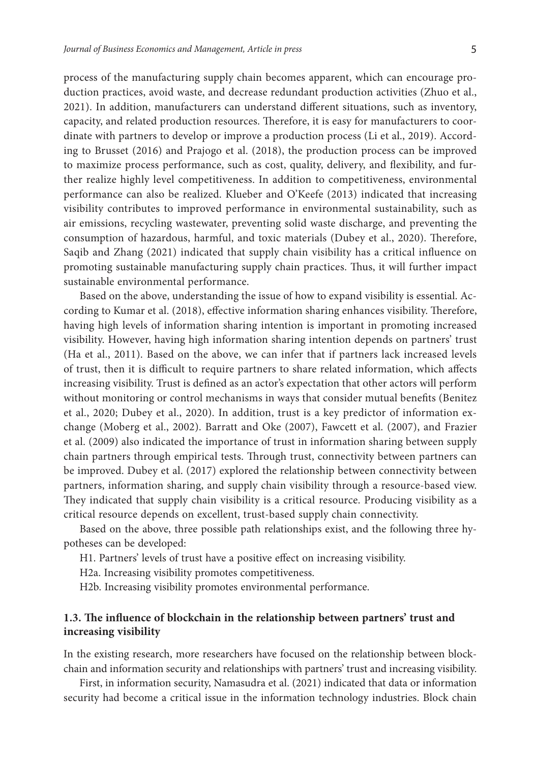process of the manufacturing supply chain becomes apparent, which can encourage production practices, avoid waste, and decrease redundant production activities (Zhuo et al., 2021). In addition, manufacturers can understand different situations, such as inventory, capacity, and related production resources. Therefore, it is easy for manufacturers to coordinate with partners to develop or improve a production process (Li et al., 2019). According to Brusset (2016) and Prajogo et al. (2018), the production process can be improved to maximize process performance, such as cost, quality, delivery, and flexibility, and further realize highly level competitiveness. In addition to competitiveness, environmental performance can also be realized. Klueber and O'Keefe (2013) indicated that increasing visibility contributes to improved performance in environmental sustainability, such as air emissions, recycling wastewater, preventing solid waste discharge, and preventing the consumption of hazardous, harmful, and toxic materials (Dubey et al., 2020). Therefore, Saqib and Zhang (2021) indicated that supply chain visibility has a critical influence on promoting sustainable manufacturing supply chain practices. Thus, it will further impact sustainable environmental performance.

Based on the above, understanding the issue of how to expand visibility is essential. According to Kumar et al. (2018), effective information sharing enhances visibility. Therefore, having high levels of information sharing intention is important in promoting increased visibility. However, having high information sharing intention depends on partners' trust (Ha et al., 2011). Based on the above, we can infer that if partners lack increased levels of trust, then it is difficult to require partners to share related information, which affects increasing visibility. Trust is defined as an actor's expectation that other actors will perform without monitoring or control mechanisms in ways that consider mutual benefits (Benitez et al., 2020; Dubey et al., 2020). In addition, trust is a key predictor of information exchange (Moberg et al., 2002). Barratt and Oke (2007), Fawcett et al. (2007), and Frazier et al. (2009) also indicated the importance of trust in information sharing between supply chain partners through empirical tests. Through trust, connectivity between partners can be improved. Dubey et al. (2017) explored the relationship between connectivity between partners, information sharing, and supply chain visibility through a resource-based view. They indicated that supply chain visibility is a critical resource. Producing visibility as a critical resource depends on excellent, trust-based supply chain connectivity.

Based on the above, three possible path relationships exist, and the following three hypotheses can be developed:

H1. Partners' levels of trust have a positive effect on increasing visibility.

H2a. Increasing visibility promotes competitiveness.

H2b. Increasing visibility promotes environmental performance.

### 1.3. The influence of blockchain in the relationship between partners' trust and increasing visibility

In the existing research, more researchers have focused on the relationship between blockchain and information security and relationships with partners' trust and increasing visibility.

First, in information security, Namasudra et al. (2021) indicated that data or information security had become a critical issue in the information technology industries. Block chain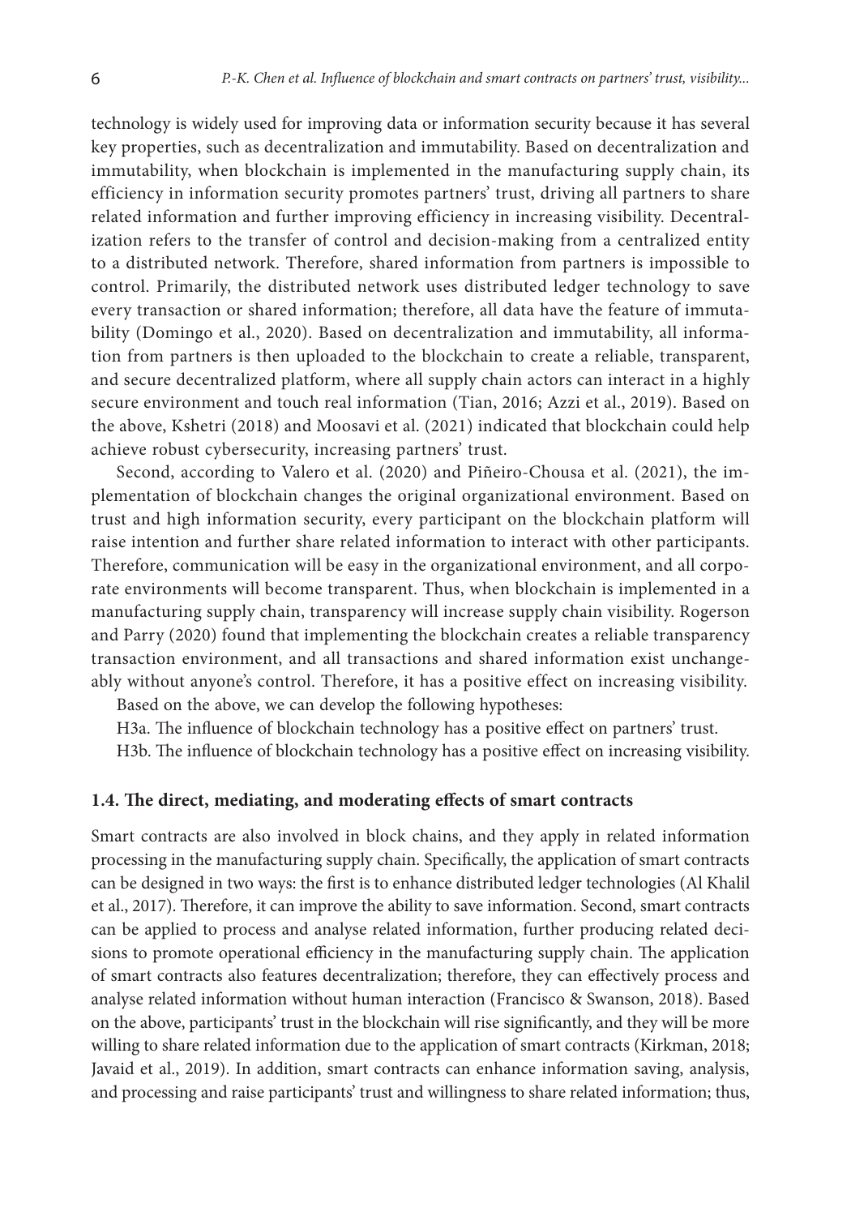technology is widely used for improving data or information security because it has several key properties, such as decentralization and immutability. Based on decentralization and immutability, when blockchain is implemented in the manufacturing supply chain, its efficiency in information security promotes partners' trust, driving all partners to share related information and further improving efficiency in increasing visibility. Decentralization refers to the transfer of control and decision-making from a centralized entity to a distributed network. Therefore, shared information from partners is impossible to control. Primarily, the distributed network uses distributed ledger technology to save every transaction or shared information; therefore, all data have the feature of immutability (Domingo et al., 2020). Based on decentralization and immutability, all information from partners is then uploaded to the blockchain to create a reliable, transparent, and secure decentralized platform, where all supply chain actors can interact in a highly secure environment and touch real information (Tian, 2016; Azzi et al., 2019). Based on the above, Kshetri (2018) and Moosavi et al. (2021) indicated that blockchain could help achieve robust cybersecurity, increasing partners' trust.

Second, according to Valero et al. (2020) and Piñeiro-Chousa et al. (2021), the implementation of blockchain changes the original organizational environment. Based on trust and high information security, every participant on the blockchain platform will raise intention and further share related information to interact with other participants. Therefore, communication will be easy in the organizational environment, and all corporate environments will become transparent. Thus, when blockchain is implemented in a manufacturing supply chain, transparency will increase supply chain visibility. Rogerson and Parry (2020) found that implementing the blockchain creates a reliable transparency transaction environment, and all transactions and shared information exist unchangeably without anyone's control. Therefore, it has a positive effect on increasing visibility.

Based on the above, we can develop the following hypotheses:

H3a. The influence of blockchain technology has a positive effect on partners' trust.

H3b. The influence of blockchain technology has a positive effect on increasing visibility.

### 1.4. The direct, mediating, and moderating effects of smart contracts

Smart contracts are also involved in block chains, and they apply in related information processing in the manufacturing supply chain. Specifically, the application of smart contracts can be designed in two ways: the first is to enhance distributed ledger technologies (Al Khalil et al., 2017). Therefore, it can improve the ability to save information. Second, smart contracts can be applied to process and analyse related information, further producing related decisions to promote operational efficiency in the manufacturing supply chain. The application of smart contracts also features decentralization; therefore, they can effectively process and analyse related information without human interaction (Francisco & Swanson, 2018). Based on the above, participants' trust in the blockchain will rise significantly, and they will be more willing to share related information due to the application of smart contracts (Kirkman, 2018; Javaid et al., 2019). In addition, smart contracts can enhance information saving, analysis, and processing and raise participants' trust and willingness to share related information; thus,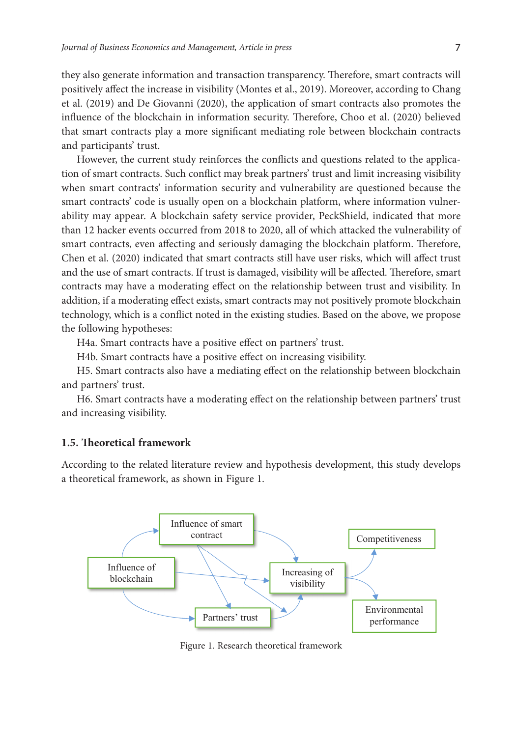they also generate information and transaction transparency. Therefore, smart contracts will positively affect the increase in visibility (Montes et al., 2019). Moreover, according to Chang et al. (2019) and De Giovanni (2020), the application of smart contracts also promotes the influence of the blockchain in information security. Therefore, Choo et al. (2020) believed that smart contracts play a more significant mediating role between blockchain contracts and participants' trust.

However, the current study reinforces the conflicts and questions related to the application of smart contracts. Such conflict may break partners' trust and limit increasing visibility when smart contracts' information security and vulnerability are questioned because the smart contracts' code is usually open on a blockchain platform, where information vulnerability may appear. A blockchain safety service provider, PeckShield, indicated that more than 12 hacker events occurred from 2018 to 2020, all of which attacked the vulnerability of smart contracts, even affecting and seriously damaging the blockchain platform. Therefore, Chen et al. (2020) indicated that smart contracts still have user risks, which will affect trust and the use of smart contracts. If trust is damaged, visibility will be affected. Therefore, smart contracts may have a moderating effect on the relationship between trust and visibility. In addition, if a moderating effect exists, smart contracts may not positively promote blockchain technology, which is a conflict noted in the existing studies. Based on the above, we propose the following hypotheses:

H4a. Smart contracts have a positive effect on partners' trust.

H4b. Smart contracts have a positive effect on increasing visibility.

H5. Smart contracts also have a mediating effect on the relationship between blockchain and partners' trust.

H6. Smart contracts have a moderating effect on the relationship between partners' trust and increasing visibility.

### 1.5. Theoretical framework

According to the related literature review and hypothesis development, this study develops a theoretical framework, as shown in Figure 1.

Figure 1. Research theoretical framework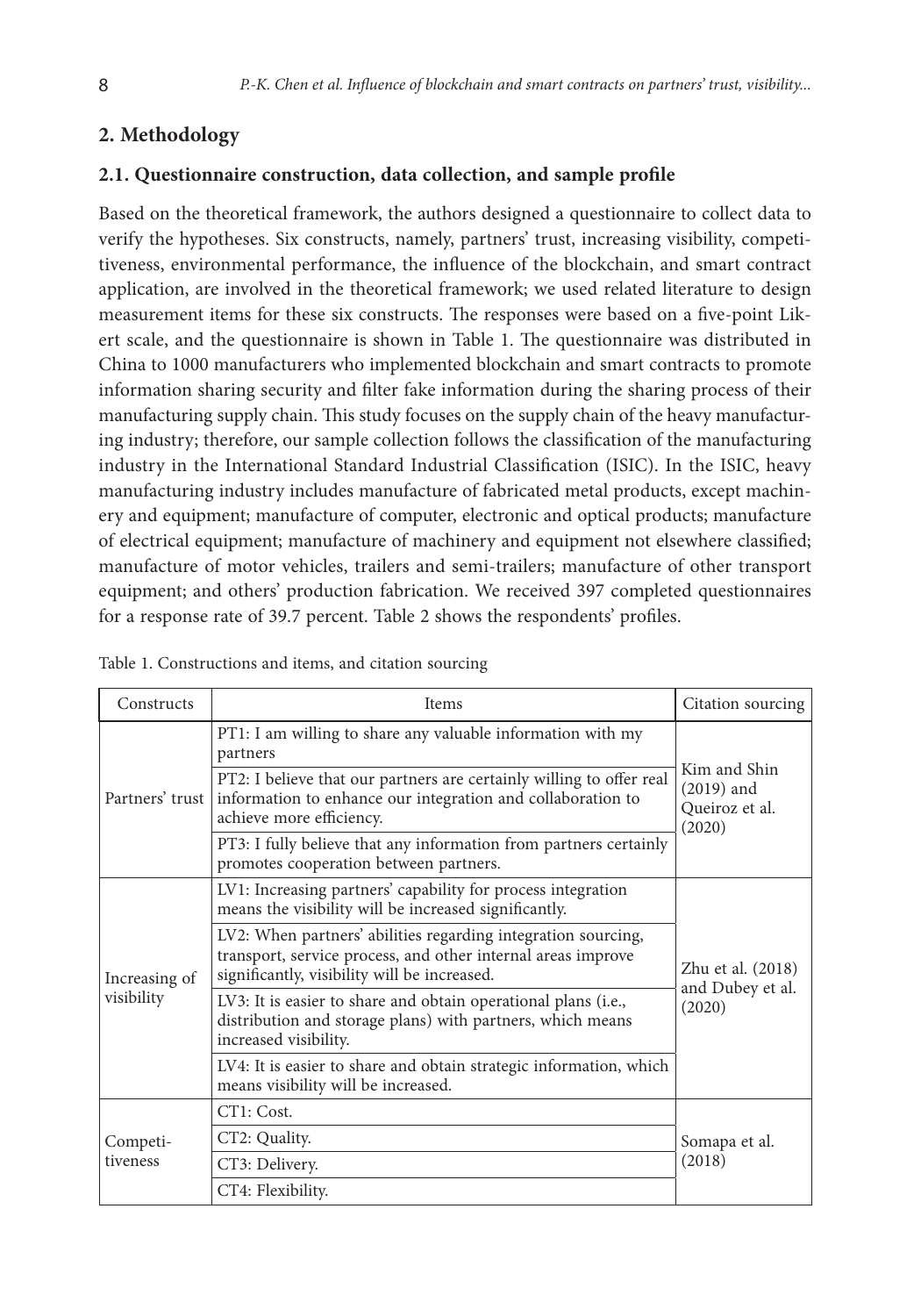## 2. Methodology

### 2.1. Questionnaire construction, data collection, and sample profile

Based on the theoretical framework, the authors designed a questionnaire to collect data to verify the hypotheses. Six constructs, namely, partners' trust, increasing visibility, competitiveness, environmental performance, the influence of the blockchain, and smart contract application, are involved in the theoretical framework; we used related literature to design measurement items for these six constructs. The responses were based on a five-point Likert scale, and the questionnaire is shown in Table 1. The questionnaire was distributed in China to 1000 manufacturers who implemented blockchain and smart contracts to promote information sharing security and filter fake information during the sharing process of their manufacturing supply chain. This study focuses on the supply chain of the heavy manufacturing industry; therefore, our sample collection follows the classification of the manufacturing industry in the International Standard Industrial Classification (ISIC). In the ISIC, heavy manufacturing industry includes manufacture of fabricated metal products, except machinery and equipment; manufacture of computer, electronic and optical products; manufacture of electrical equipment; manufacture of machinery and equipment not elsewhere classified; manufacture of motor vehicles, trailers and semi-trailers; manufacture of other transport equipment; and others' production fabrication. We received 397 completed questionnaires for a response rate of 39.7 percent. Table 2 shows the respondents' profiles.

Table 1. Constructions and items, and citation sourcing

| Constructs | Items | Citation sourcing |
|---|---|---|
| Partners' trust | PT1: I am willing to share any valuable information with my partners | Kim and Shin (2019) and Queiroz et al. (2020) |
| | PT2: I believe that our partners are certainly willing to offer real information to enhance our integration and collaboration to achieve more efficiency. | |
| | PT3: I fully believe that any information from partners certainly promotes cooperation between partners. | |
| Increasing of visibility | LV1: Increasing partners' capability for process integration means the visibility will be increased significantly. | Zhu et al. (2018) and Dubey et al. (2020) |
| | LV2: When partners' abilities regarding integration sourcing, transport, service process, and other internal areas improve significantly, visibility will be increased. | |
| | LV3: It is easier to share and obtain operational plans (i.e., distribution and storage plans) with partners, which means increased visibility. | |
| | LV4: It is easier to share and obtain strategic information, which means visibility will be increased. | |
| Competitiveness | CT1: Cost. | Somapa et al. (2018) |
| | CT2: Quality. | |
| | CT3: Delivery. | |
| | CT4: Flexibility. | |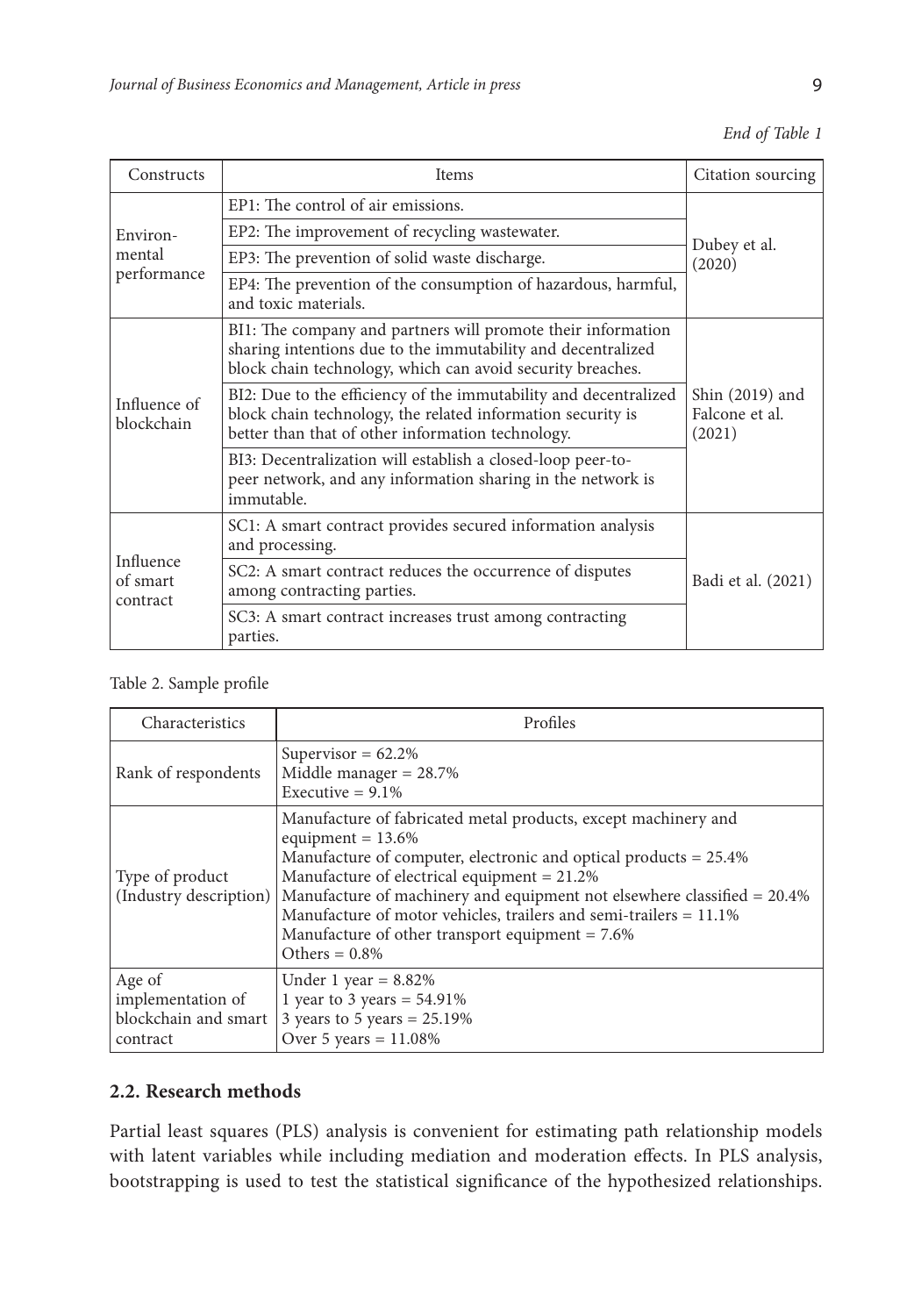*End of Table 1*

| Constructs | Items | Citation sourcing |
|---|---|---|
| Environmental performance | EP1: The control of air emissions. | Dubey et al. (2020) |
| | EP2: The improvement of recycling wastewater. | |
| | EP3: The prevention of solid waste discharge. | |
| | EP4: The prevention of the consumption of hazardous, harmful, and toxic materials. | |
| Influence of blockchain | BI1: The company and partners will promote their information sharing intentions due to the immutability and decentralized block chain technology, which can avoid security breaches. | Shin (2019) and Falcone et al. (2021) |
| | BI2: Due to the efficiency of the immutability and decentralized block chain technology, the related information security is better than that of other information technology. | |
| | BI3: Decentralization will establish a closed-loop peer-to-peer network, and any information sharing in the network is immutable. | |
| Influence of smart contract | SC1: A smart contract provides secured information analysis and processing. | Badi et al. (2021) |
| | SC2: A smart contract reduces the occurrence of disputes among contracting parties. | |
| | SC3: A smart contract increases trust among contracting parties. | |

Table 2. Sample profile

| Characteristics | Profiles |
|---|---|
| Rank of respondents | Supervisor = 62.2%<br>Middle manager = 28.7%<br>Executive = 9.1% |
| Type of product (Industry description) | Manufacture of fabricated metal products, except machinery and equipment = 13.6%<br>Manufacture of computer, electronic and optical products = 25.4%<br>Manufacture of electrical equipment = 21.2%<br>Manufacture of machinery and equipment not elsewhere classified = 20.4%<br>Manufacture of motor vehicles, trailers and semi-trailers = 11.1%<br>Manufacture of other transport equipment = 7.6%<br>Others = 0.8% |
| Age of implementation of blockchain and smart contract | Under 1 year = 8.82%<br>1 year to 3 years = 54.91%<br>3 years to 5 years = 25.19%<br>Over 5 years = 11.08% |

## 2.2. Research methods

Partial least squares (PLS) analysis is convenient for estimating path relationship models with latent variables while including mediation and moderation effects. In PLS analysis, bootstrapping is used to test the statistical significance of the hypothesized relationships.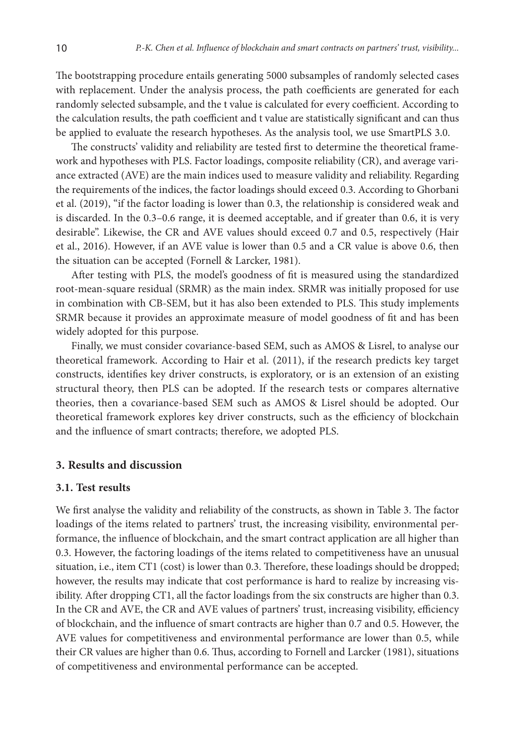The bootstrapping procedure entails generating 5000 subsamples of randomly selected cases with replacement. Under the analysis process, the path coefficients are generated for each randomly selected subsample, and the t value is calculated for every coefficient. According to the calculation results, the path coefficient and t value are statistically significant and can thus be applied to evaluate the research hypotheses. As the analysis tool, we use SmartPLS 3.0.

The constructs' validity and reliability are tested first to determine the theoretical framework and hypotheses with PLS. Factor loadings, composite reliability (CR), and average variance extracted (AVE) are the main indices used to measure validity and reliability. Regarding the requirements of the indices, the factor loadings should exceed 0.3. According to Ghorbani et al. (2019), "if the factor loading is lower than 0.3, the relationship is considered weak and is discarded. In the 0.3–0.6 range, it is deemed acceptable, and if greater than 0.6, it is very desirable". Likewise, the CR and AVE values should exceed 0.7 and 0.5, respectively (Hair et al., 2016). However, if an AVE value is lower than 0.5 and a CR value is above 0.6, then the situation can be accepted (Fornell & Larcker, 1981).

After testing with PLS, the model's goodness of fit is measured using the standardized root-mean-square residual (SRMR) as the main index. SRMR was initially proposed for use in combination with CB-SEM, but it has also been extended to PLS. This study implements SRMR because it provides an approximate measure of model goodness of fit and has been widely adopted for this purpose.

Finally, we must consider covariance-based SEM, such as AMOS & Lisrel, to analyse our theoretical framework. According to Hair et al. (2011), if the research predicts key target constructs, identifies key driver constructs, is exploratory, or is an extension of an existing structural theory, then PLS can be adopted. If the research tests or compares alternative theories, then a covariance-based SEM such as AMOS & Lisrel should be adopted. Our theoretical framework explores key driver constructs, such as the efficiency of blockchain and the influence of smart contracts; therefore, we adopted PLS.

## 3. Results and discussion

### 3.1. Test results

We first analyse the validity and reliability of the constructs, as shown in Table 3. The factor loadings of the items related to partners' trust, the increasing visibility, environmental performance, the influence of blockchain, and the smart contract application are all higher than 0.3. However, the factoring loadings of the items related to competitiveness have an unusual situation, i.e., item CT1 (cost) is lower than 0.3. Therefore, these loadings should be dropped; however, the results may indicate that cost performance is hard to realize by increasing visibility. After dropping CT1, all the factor loadings from the six constructs are higher than 0.3. In the CR and AVE, the CR and AVE values of partners' trust, increasing visibility, efficiency of blockchain, and the influence of smart contracts are higher than 0.7 and 0.5. However, the AVE values for competitiveness and environmental performance are lower than 0.5, while their CR values are higher than 0.6. Thus, according to Fornell and Larcker (1981), situations of competitiveness and environmental performance can be accepted.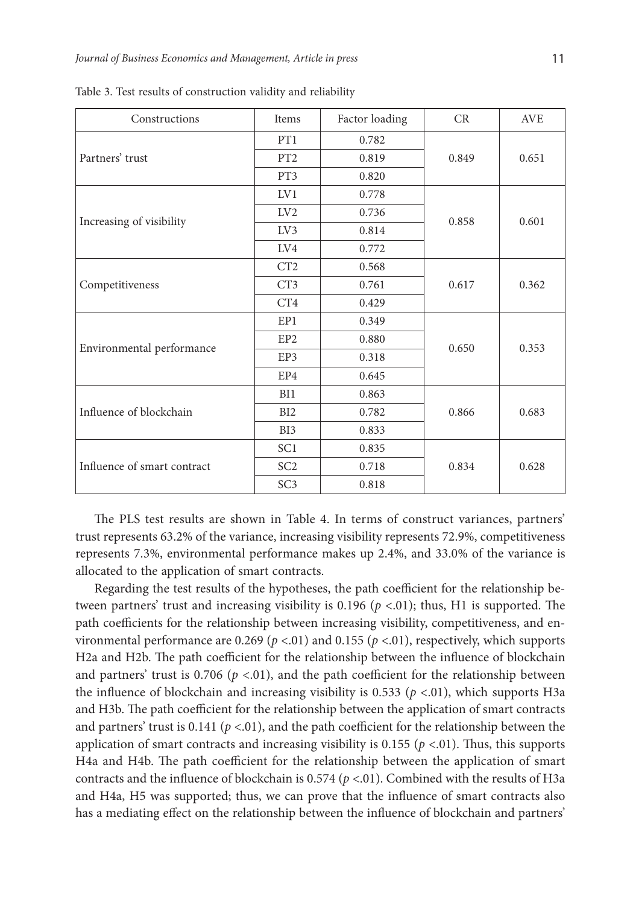Table 3. Test results of construction validity and reliability

| Constructions | Items | Factor loading | CR | AVE |
|---|---|---|---|---|
| Partners' trust | PT1 | 0.782 | 0.849 | 0.651 |
| | PT2 | 0.819 | | |
| | PT3 | 0.820 | | |
| Increasing of visibility | LV1 | 0.778 | 0.858 | 0.601 |
| | LV2 | 0.736 | | |
| | LV3 | 0.814 | | |
| | LV4 | 0.772 | | |
| Competitiveness | CT2 | 0.568 | 0.617 | 0.362 |
| | CT3 | 0.761 | | |
| | CT4 | 0.429 | | |
| Environmental performance | EP1 | 0.349 | 0.650 | 0.353 |
| | EP2 | 0.880 | | |
| | EP3 | 0.318 | | |
| | EP4 | 0.645 | | |
| Influence of blockchain | BI1 | 0.863 | 0.866 | 0.683 |
| | BI2 | 0.782 | | |
| | BI3 | 0.833 | | |
| Influence of smart contract | SC1 | 0.835 | 0.834 | 0.628 |
| | SC2 | 0.718 | | |
| | SC3 | 0.818 | | |

The PLS test results are shown in Table 4. In terms of construct variances, partners' trust represents 63.2% of the variance, increasing visibility represents 72.9%, competitiveness represents 7.3%, environmental performance makes up 2.4%, and 33.0% of the variance is allocated to the application of smart contracts.

Regarding the test results of the hypotheses, the path coefficient for the relationship between partners' trust and increasing visibility is 0.196 ($p$ <.01); thus, H1 is supported. The path coefficients for the relationship between increasing visibility, competitiveness, and environmental performance are 0.269 ($p$ <.01) and 0.155 ($p$ <.01), respectively, which supports H2a and H2b. The path coefficient for the relationship between the influence of blockchain and partners' trust is 0.706 ($p$ <.01), and the path coefficient for the relationship between the influence of blockchain and increasing visibility is 0.533 ($p$ <.01), which supports H3a and H3b. The path coefficient for the relationship between the application of smart contracts and partners' trust is 0.141 ($p$ <.01), and the path coefficient for the relationship between the application of smart contracts and increasing visibility is 0.155 ($p$ <.01). Thus, this supports H4a and H4b. The path coefficient for the relationship between the application of smart contracts and the influence of blockchain is 0.574 ($p$ <.01). Combined with the results of H3a and H4a, H5 was supported; thus, we can prove that the influence of smart contracts also has a mediating effect on the relationship between the influence of blockchain and partners'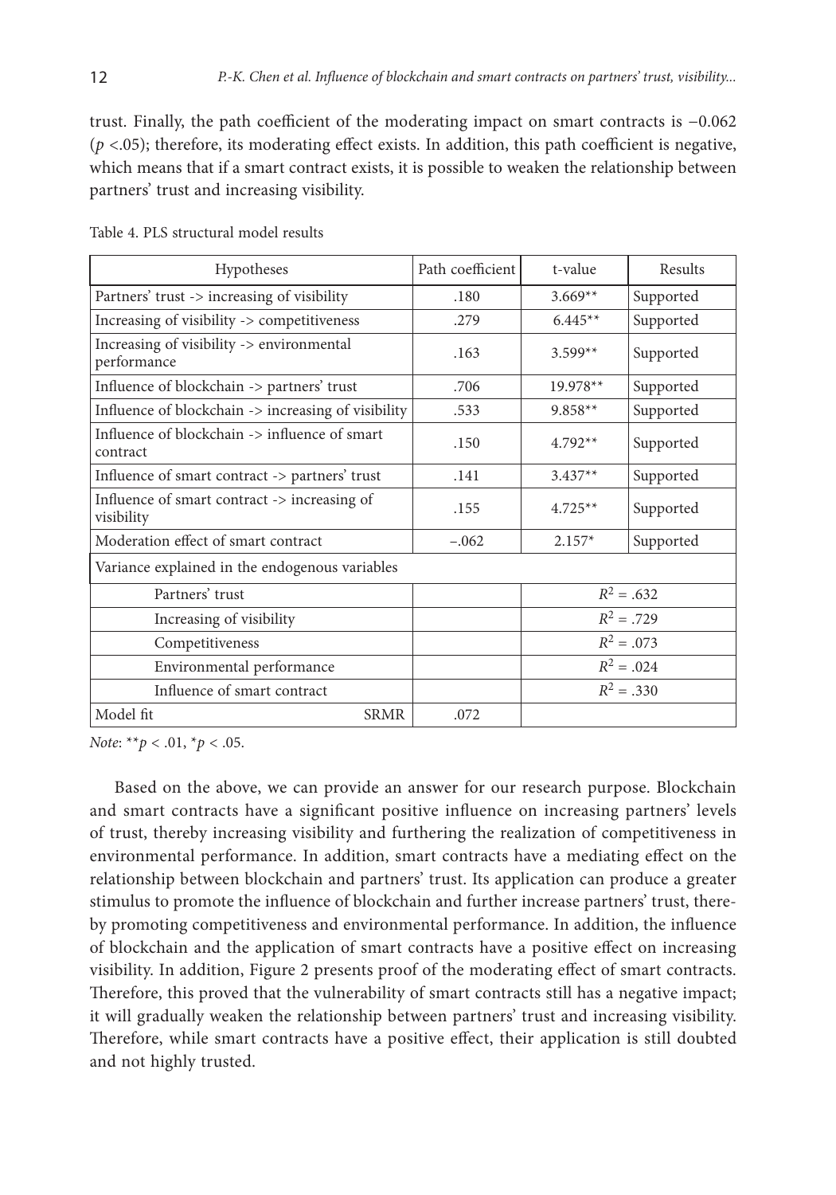trust. Finally, the path coefficient of the moderating impact on smart contracts is −0.062 ($p$ <.05); therefore, its moderating effect exists. In addition, this path coefficient is negative, which means that if a smart contract exists, it is possible to weaken the relationship between partners' trust and increasing visibility.

Table 4. PLS structural model results

| Hypotheses | Path coefficient | t-value | Results |
|---|---|---|---|
| Partners' trust -> increasing of visibility | .180 | 3.669** | Supported |
| Increasing of visibility -> competitiveness | .279 | 6.445** | Supported |
| Increasing of visibility -> environmental performance | .163 | 3.599** | Supported |
| Influence of blockchain -> partners' trust | .706 | 19.978** | Supported |
| Influence of blockchain -> increasing of visibility | .533 | 9.858** | Supported |
| Influence of blockchain -> influence of smart contract | .150 | 4.792** | Supported |
| Influence of smart contract -> partners' trust | .141 | 3.437** | Supported |
| Influence of smart contract -> increasing of visibility | .155 | 4.725** | Supported |
| Moderation effect of smart contract | –.062 | 2.157* | Supported |
| Variance explained in the endogenous variables | | | |
| Partners' trust | | $R^2$ = .632 | |
| Increasing of visibility | | $R^2$ = .729 | |
| Competitiveness | | $R^2$ = .073 | |
| Environmental performance | | $R^2$ = .024 | |
| Influence of smart contract | | $R^2$ = .330 | |
| Model fit SRMR | .072 | | |

*Note*: ** $p$ < .01, * $p$ < .05.

Based on the above, we can provide an answer for our research purpose. Blockchain and smart contracts have a significant positive influence on increasing partners' levels of trust, thereby increasing visibility and furthering the realization of competitiveness in environmental performance. In addition, smart contracts have a mediating effect on the relationship between blockchain and partners' trust. Its application can produce a greater stimulus to promote the influence of blockchain and further increase partners' trust, thereby promoting competitiveness and environmental performance. In addition, the influence of blockchain and the application of smart contracts have a positive effect on increasing visibility. In addition, Figure 2 presents proof of the moderating effect of smart contracts. Therefore, this proved that the vulnerability of smart contracts still has a negative impact; it will gradually weaken the relationship between partners' trust and increasing visibility. Therefore, while smart contracts have a positive effect, their application is still doubted and not highly trusted.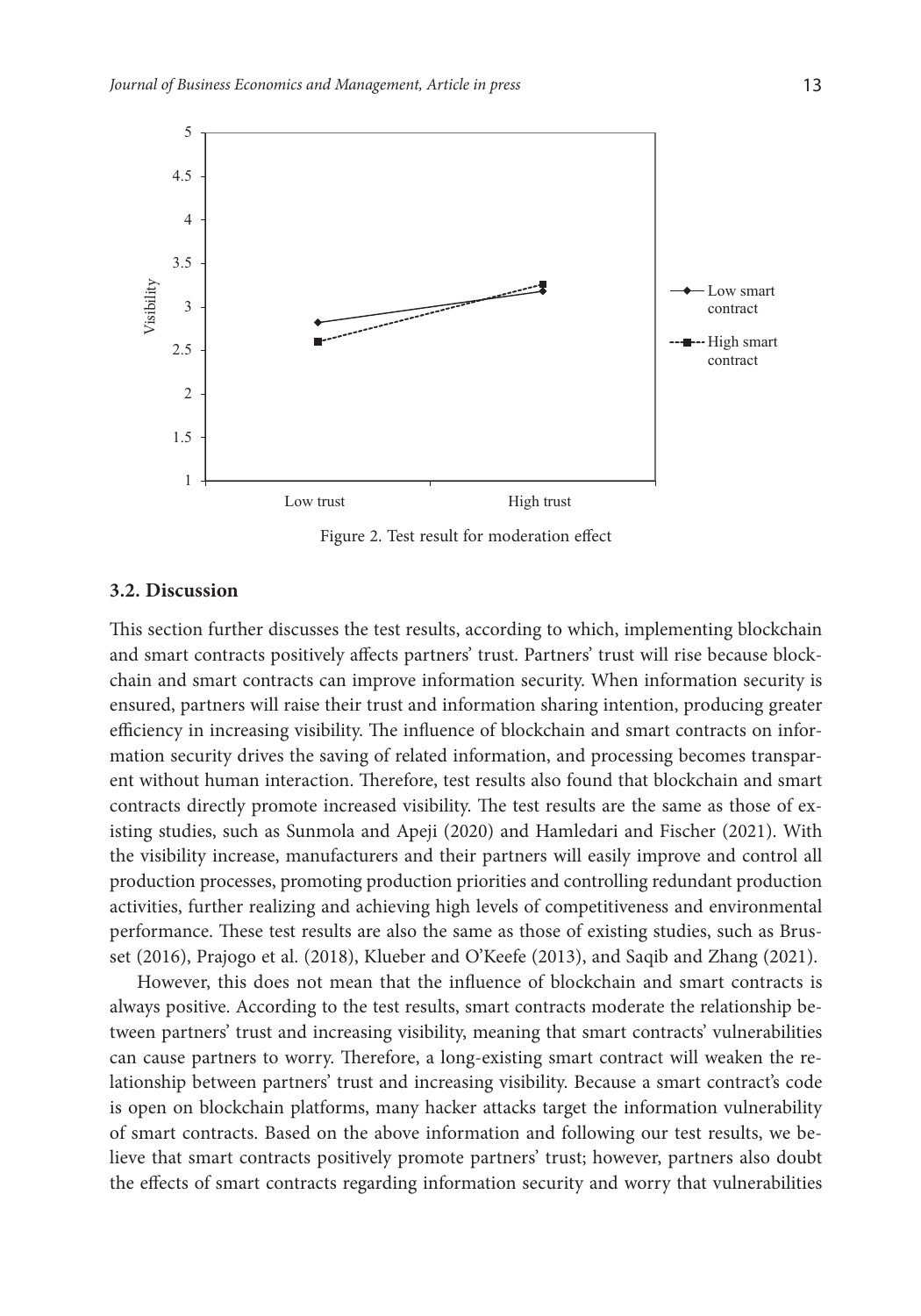Figure 2. Test result for moderation effect

### 3.2. Discussion

This section further discusses the test results, according to which, implementing blockchain and smart contracts positively affects partners' trust. Partners' trust will rise because blockchain and smart contracts can improve information security. When information security is ensured, partners will raise their trust and information sharing intention, producing greater efficiency in increasing visibility. The influence of blockchain and smart contracts on information security drives the saving of related information, and processing becomes transparent without human interaction. Therefore, test results also found that blockchain and smart contracts directly promote increased visibility. The test results are the same as those of existing studies, such as Sunmola and Apeji (2020) and Hamledari and Fischer (2021). With the visibility increase, manufacturers and their partners will easily improve and control all production processes, promoting production priorities and controlling redundant production activities, further realizing and achieving high levels of competitiveness and environmental performance. These test results are also the same as those of existing studies, such as Brusset (2016), Prajogo et al. (2018), Klueber and O'Keefe (2013), and Saqib and Zhang (2021).

However, this does not mean that the influence of blockchain and smart contracts is always positive. According to the test results, smart contracts moderate the relationship between partners' trust and increasing visibility, meaning that smart contracts' vulnerabilities can cause partners to worry. Therefore, a long-existing smart contract will weaken the relationship between partners' trust and increasing visibility. Because a smart contract's code is open on blockchain platforms, many hacker attacks target the information vulnerability of smart contracts. Based on the above information and following our test results, we believe that smart contracts positively promote partners' trust; however, partners also doubt the effects of smart contracts regarding information security and worry that vulnerabilities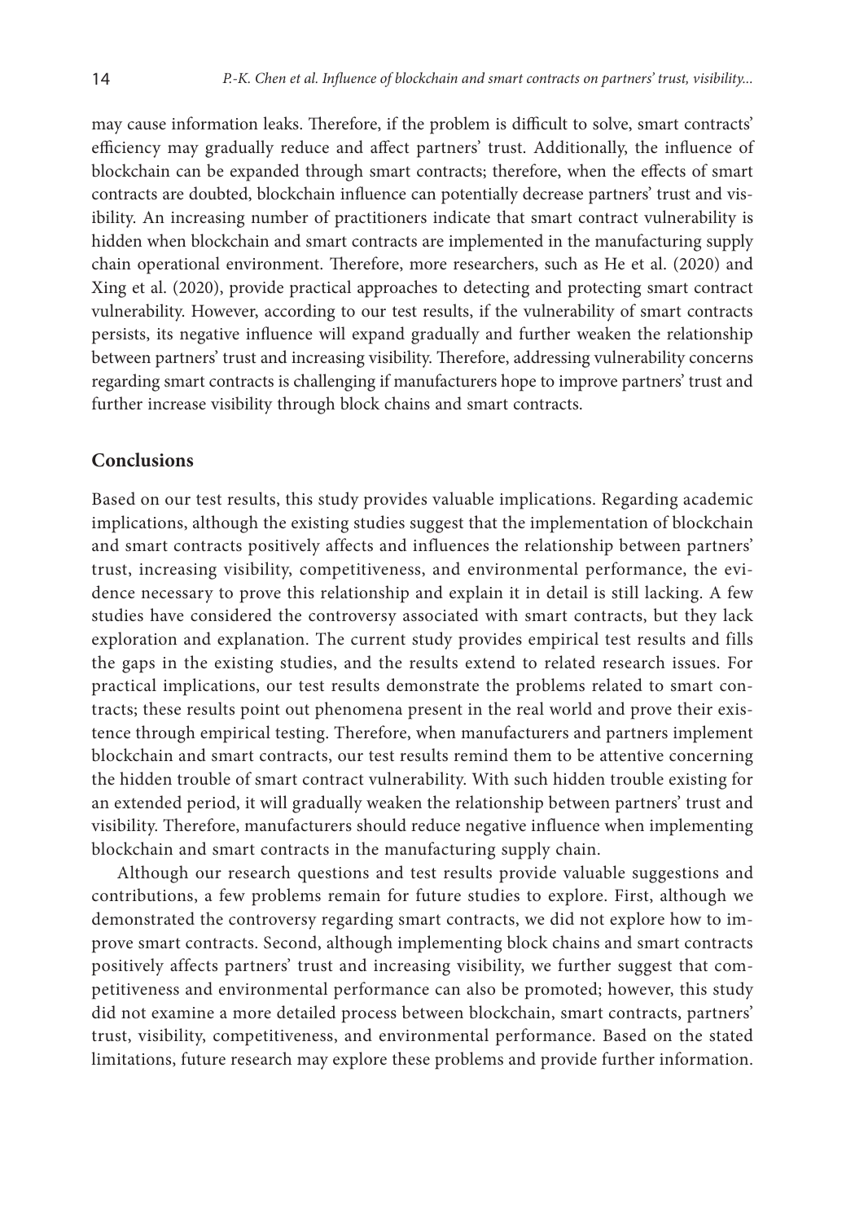may cause information leaks. Therefore, if the problem is difficult to solve, smart contracts' efficiency may gradually reduce and affect partners' trust. Additionally, the influence of blockchain can be expanded through smart contracts; therefore, when the effects of smart contracts are doubted, blockchain influence can potentially decrease partners' trust and visibility. An increasing number of practitioners indicate that smart contract vulnerability is hidden when blockchain and smart contracts are implemented in the manufacturing supply chain operational environment. Therefore, more researchers, such as He et al. (2020) and Xing et al. (2020), provide practical approaches to detecting and protecting smart contract vulnerability. However, according to our test results, if the vulnerability of smart contracts persists, its negative influence will expand gradually and further weaken the relationship between partners' trust and increasing visibility. Therefore, addressing vulnerability concerns regarding smart contracts is challenging if manufacturers hope to improve partners' trust and further increase visibility through block chains and smart contracts.

## Conclusions

Based on our test results, this study provides valuable implications. Regarding academic implications, although the existing studies suggest that the implementation of blockchain and smart contracts positively affects and influences the relationship between partners' trust, increasing visibility, competitiveness, and environmental performance, the evidence necessary to prove this relationship and explain it in detail is still lacking. A few studies have considered the controversy associated with smart contracts, but they lack exploration and explanation. The current study provides empirical test results and fills the gaps in the existing studies, and the results extend to related research issues. For practical implications, our test results demonstrate the problems related to smart contracts; these results point out phenomena present in the real world and prove their existence through empirical testing. Therefore, when manufacturers and partners implement blockchain and smart contracts, our test results remind them to be attentive concerning the hidden trouble of smart contract vulnerability. With such hidden trouble existing for an extended period, it will gradually weaken the relationship between partners' trust and visibility. Therefore, manufacturers should reduce negative influence when implementing blockchain and smart contracts in the manufacturing supply chain.

Although our research questions and test results provide valuable suggestions and contributions, a few problems remain for future studies to explore. First, although we demonstrated the controversy regarding smart contracts, we did not explore how to improve smart contracts. Second, although implementing block chains and smart contracts positively affects partners' trust and increasing visibility, we further suggest that competitiveness and environmental performance can also be promoted; however, this study did not examine a more detailed process between blockchain, smart contracts, partners' trust, visibility, competitiveness, and environmental performance. Based on the stated limitations, future research may explore these problems and provide further information.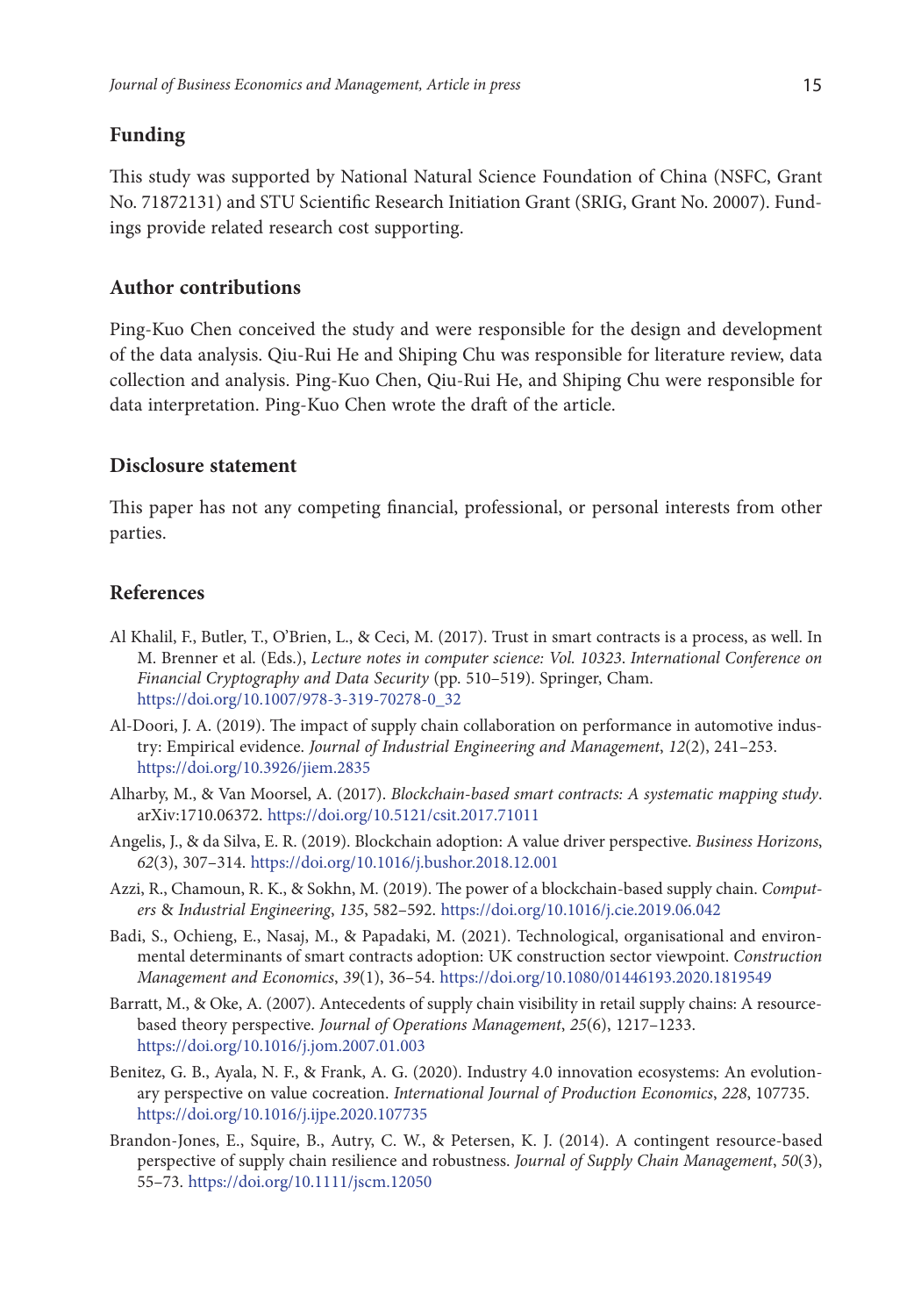## Funding

This study was supported by National Natural Science Foundation of China (NSFC, Grant No. 71872131) and STU Scientific Research Initiation Grant (SRIG, Grant No. 20007). Fundings provide related research cost supporting.

## Author contributions

Ping-Kuo Chen conceived the study and were responsible for the design and development of the data analysis. Qiu-Rui He and Shiping Chu was responsible for literature review, data collection and analysis. Ping-Kuo Chen, Qiu-Rui He, and Shiping Chu were responsible for data interpretation. Ping-Kuo Chen wrote the draft of the article.

## Disclosure statement

This paper has not any competing financial, professional, or personal interests from other parties.

## References

Al Khalil, F., Butler, T., O'Brien, L., & Ceci, M. (2017). Trust in smart contracts is a process, as well. In M. Brenner et al. (Eds.), *Lecture notes in computer science: Vol. 10323*. *International Conference on Financial Cryptography and Data Security* (pp. 510–519). Springer, Cham. https://doi.org/10.1007/978-3-319-70278-0_32

Al-Doori, J. A. (2019). The impact of supply chain collaboration on performance in automotive industry: Empirical evidence. *Journal of Industrial Engineering and Management*, *12*(2), 241–253. https://doi.org/10.3926/jiem.2835

Alharby, M., & Van Moorsel, A. (2017). *Blockchain-based smart contracts: A systematic mapping study*. arXiv:1710.06372. https://doi.org/10.5121/csit.2017.71011

Angelis, J., & da Silva, E. R. (2019). Blockchain adoption: A value driver perspective. *Business Horizons*, *62*(3), 307–314. https://doi.org/10.1016/j.bushor.2018.12.001

Azzi, R., Chamoun, R. K., & Sokhn, M. (2019). The power of a blockchain-based supply chain. *Computers & Industrial Engineering*, *135*, 582–592. https://doi.org/10.1016/j.cie.2019.06.042

Badi, S., Ochieng, E., Nasaj, M., & Papadaki, M. (2021). Technological, organisational and environmental determinants of smart contracts adoption: UK construction sector viewpoint. *Construction Management and Economics*, *39*(1), 36–54. https://doi.org/10.1080/01446193.2020.1819549

Barratt, M., & Oke, A. (2007). Antecedents of supply chain visibility in retail supply chains: A resource-based theory perspective. *Journal of Operations Management*, *25*(6), 1217–1233. https://doi.org/10.1016/j.jom.2007.01.003

Benitez, G. B., Ayala, N. F., & Frank, A. G. (2020). Industry 4.0 innovation ecosystems: An evolutionary perspective on value cocreation. *International Journal of Production Economics*, *228*, 107735. https://doi.org/10.1016/j.ijpe.2020.107735

Brandon-Jones, E., Squire, B., Autry, C. W., & Petersen, K. J. (2014). A contingent resource-based perspective of supply chain resilience and robustness. *Journal of Supply Chain Management*, *50*(3), 55–73. https://doi.org/10.1111/jscm.12050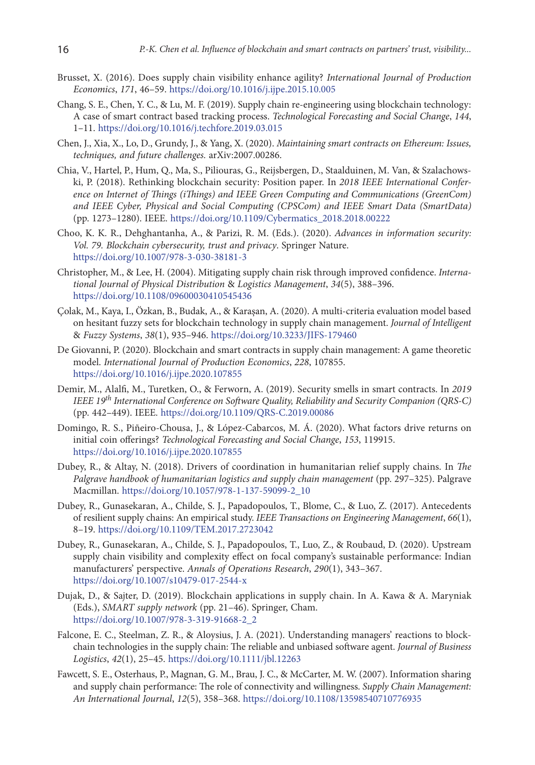Brusset, X. (2016). Does supply chain visibility enhance agility? *International Journal of Production Economics*, *171*, 46–59. https://doi.org/10.1016/j.ijpe.2015.10.005

Chang, S. E., Chen, Y. C., & Lu, M. F. (2019). Supply chain re-engineering using blockchain technology: A case of smart contract based tracking process. *Technological Forecasting and Social Change*, *144*, 1–11. https://doi.org/10.1016/j.techfore.2019.03.015

Chen, J., Xia, X., Lo, D., Grundy, J., & Yang, X. (2020). *Maintaining smart contracts on Ethereum: Issues, techniques, and future challenges.* arXiv:2007.00286.

Chia, V., Hartel, P., Hum, Q., Ma, S., Piliouras, G., Reijsbergen, D., Staalduinen, M. Van, & Szalachowski, P. (2018). Rethinking blockchain security: Position paper. In *2018 IEEE International Conference on Internet of Things (iThings) and IEEE Green Computing and Communications (GreenCom) and IEEE Cyber, Physical and Social Computing (CPSCom) and IEEE Smart Data (SmartData)* (pp. 1273–1280). IEEE. https://doi.org/10.1109/Cybermatics_2018.2018.00222

Choo, K. K. R., Dehghantanha, A., & Parizi, R. M. (Eds.). (2020). *Advances in information security: Vol. 79. Blockchain cybersecurity, trust and privacy*. Springer Nature. https://doi.org/10.1007/978-3-030-38181-3

Christopher, M., & Lee, H. (2004). Mitigating supply chain risk through improved confidence. *International Journal of Physical Distribution & Logistics Management*, *34*(5), 388–396. https://doi.org/10.1108/09600030410545436

Çolak, M., Kaya, I., Özkan, B., Budak, A., & Karaşan, A. (2020). A multi-criteria evaluation model based on hesitant fuzzy sets for blockchain technology in supply chain management. *Journal of Intelligent & Fuzzy Systems*, *38*(1), 935–946. https://doi.org/10.3233/JIFS-179460

De Giovanni, P. (2020). Blockchain and smart contracts in supply chain management: A game theoretic model. *International Journal of Production Economics*, *228*, 107855. https://doi.org/10.1016/j.ijpe.2020.107855

Demir, M., Alalfi, M., Turetken, O., & Ferworn, A. (2019). Security smells in smart contracts. In *2019 IEEE 19th International Conference on Software Quality, Reliability and Security Companion (QRS-C)* (pp. 442–449). IEEE. https://doi.org/10.1109/QRS-C.2019.00086

Domingo, R. S., Piñeiro-Chousa, J., & López-Cabarcos, M. Á. (2020). What factors drive returns on initial coin offerings? *Technological Forecasting and Social Change*, *153*, 119915. https://doi.org/10.1016/j.ijpe.2020.107855

Dubey, R., & Altay, N. (2018). Drivers of coordination in humanitarian relief supply chains. In *The Palgrave handbook of humanitarian logistics and supply chain management* (pp. 297–325). Palgrave Macmillan. https://doi.org/10.1057/978-1-137-59099-2_10

Dubey, R., Gunasekaran, A., Childe, S. J., Papadopoulos, T., Blome, C., & Luo, Z. (2017). Antecedents of resilient supply chains: An empirical study. *IEEE Transactions on Engineering Management*, *66*(1), 8–19. https://doi.org/10.1109/TEM.2017.2723042

Dubey, R., Gunasekaran, A., Childe, S. J., Papadopoulos, T., Luo, Z., & Roubaud, D. (2020). Upstream supply chain visibility and complexity effect on focal company's sustainable performance: Indian manufacturers' perspective. *Annals of Operations Research*, *290*(1), 343–367. https://doi.org/10.1007/s10479-017-2544-x

Dujak, D., & Sajter, D. (2019). Blockchain applications in supply chain. In A. Kawa & A. Maryniak (Eds.), *SMART supply network* (pp. 21–46). Springer, Cham. https://doi.org/10.1007/978-3-319-91668-2_2

Falcone, E. C., Steelman, Z. R., & Aloysius, J. A. (2021). Understanding managers' reactions to blockchain technologies in the supply chain: The reliable and unbiased software agent. *Journal of Business Logistics*, *42*(1), 25–45. https://doi.org/10.1111/jbl.12263

Fawcett, S. E., Osterhaus, P., Magnan, G. M., Brau, J. C., & McCarter, M. W. (2007). Information sharing and supply chain performance: The role of connectivity and willingness. *Supply Chain Management: An International Journal*, *12*(5), 358–368. https://doi.org/10.1108/13598540710776935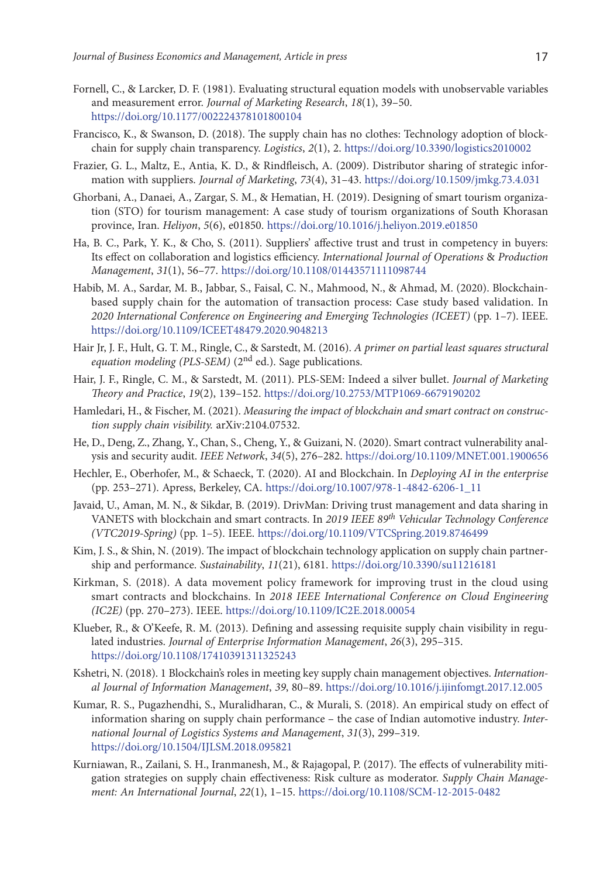Fornell, C., & Larcker, D. F. (1981). Evaluating structural equation models with unobservable variables and measurement error. *Journal of Marketing Research*, *18*(1), 39–50. https://doi.org/10.1177/002224378101800104

Francisco, K., & Swanson, D. (2018). The supply chain has no clothes: Technology adoption of blockchain for supply chain transparency. *Logistics*, *2*(1), 2. https://doi.org/10.3390/logistics2010002

Frazier, G. L., Maltz, E., Antia, K. D., & Rindfleisch, A. (2009). Distributor sharing of strategic information with suppliers. *Journal of Marketing*, *73*(4), 31–43. https://doi.org/10.1509/jmkg.73.4.031

Ghorbani, A., Danaei, A., Zargar, S. M., & Hematian, H. (2019). Designing of smart tourism organization (STO) for tourism management: A case study of tourism organizations of South Khorasan province, Iran. *Heliyon*, *5*(6), e01850. https://doi.org/10.1016/j.heliyon.2019.e01850

Ha, B. C., Park, Y. K., & Cho, S. (2011). Suppliers' affective trust and trust in competency in buyers: Its effect on collaboration and logistics efficiency. *International Journal of Operations & Production Management*, *31*(1), 56–77. https://doi.org/10.1108/01443571111098744

Habib, M. A., Sardar, M. B., Jabbar, S., Faisal, C. N., Mahmood, N., & Ahmad, M. (2020). Blockchain-based supply chain for the automation of transaction process: Case study based validation. In *2020 International Conference on Engineering and Emerging Technologies (ICEET)* (pp. 1–7). IEEE. https://doi.org/10.1109/ICEET48479.2020.9048213

Hair Jr, J. F., Hult, G. T. M., Ringle, C., & Sarstedt, M. (2016). *A primer on partial least squares structural equation modeling (PLS-SEM)* (2nd ed.). Sage publications.

Hair, J. F., Ringle, C. M., & Sarstedt, M. (2011). PLS-SEM: Indeed a silver bullet. *Journal of Marketing Theory and Practice*, *19*(2), 139–152. https://doi.org/10.2753/MTP1069-6679190202

Hamledari, H., & Fischer, M. (2021). *Measuring the impact of blockchain and smart contract on construction supply chain visibility.* arXiv:2104.07532.

He, D., Deng, Z., Zhang, Y., Chan, S., Cheng, Y., & Guizani, N. (2020). Smart contract vulnerability analysis and security audit. *IEEE Network*, *34*(5), 276–282. https://doi.org/10.1109/MNET.001.1900656

Hechler, E., Oberhofer, M., & Schaeck, T. (2020). AI and Blockchain. In *Deploying AI in the enterprise* (pp. 253–271). Apress, Berkeley, CA. https://doi.org/10.1007/978-1-4842-6206-1_11

Javaid, U., Aman, M. N., & Sikdar, B. (2019). DrivMan: Driving trust management and data sharing in VANETS with blockchain and smart contracts. In *2019 IEEE 89th Vehicular Technology Conference (VTC2019-Spring)* (pp. 1–5). IEEE. https://doi.org/10.1109/VTCSpring.2019.8746499

Kim, J. S., & Shin, N. (2019). The impact of blockchain technology application on supply chain partnership and performance. *Sustainability*, *11*(21), 6181. https://doi.org/10.3390/su11216181

Kirkman, S. (2018). A data movement policy framework for improving trust in the cloud using smart contracts and blockchains. In *2018 IEEE International Conference on Cloud Engineering (IC2E)* (pp. 270–273). IEEE. https://doi.org/10.1109/IC2E.2018.00054

Klueber, R., & O'Keefe, R. M. (2013). Defining and assessing requisite supply chain visibility in regulated industries. *Journal of Enterprise Information Management*, *26*(3), 295–315. https://doi.org/10.1108/17410391311325243

Kshetri, N. (2018). 1 Blockchain's roles in meeting key supply chain management objectives. *International Journal of Information Management*, *39*, 80–89. https://doi.org/10.1016/j.ijinfomgt.2017.12.005

Kumar, R. S., Pugazhendhi, S., Muralidharan, C., & Murali, S. (2018). An empirical study on effect of information sharing on supply chain performance – the case of Indian automotive industry. *International Journal of Logistics Systems and Management*, *31*(3), 299–319. https://doi.org/10.1504/IJLSM.2018.095821

Kurniawan, R., Zailani, S. H., Iranmanesh, M., & Rajagopal, P. (2017). The effects of vulnerability mitigation strategies on supply chain effectiveness: Risk culture as moderator. *Supply Chain Management: An International Journal*, *22*(1), 1–15. https://doi.org/10.1108/SCM-12-2015-0482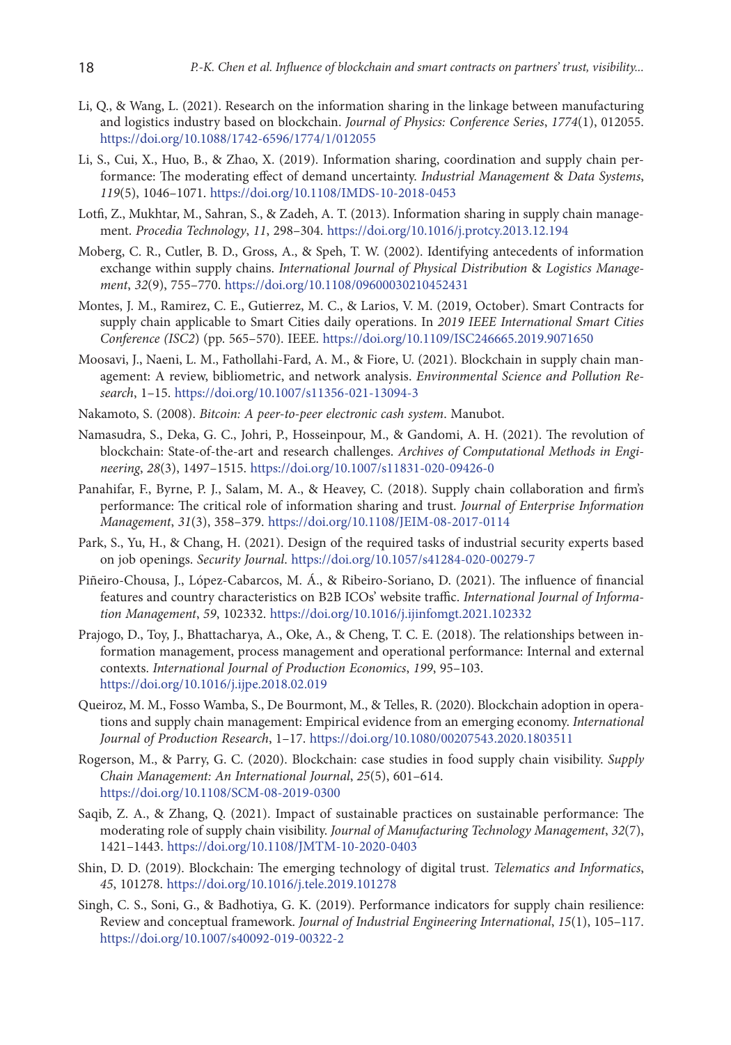Li, Q., & Wang, L. (2021). Research on the information sharing in the linkage between manufacturing and logistics industry based on blockchain. *Journal of Physics: Conference Series*, *1774*(1), 012055. https://doi.org/10.1088/1742-6596/1774/1/012055

Li, S., Cui, X., Huo, B., & Zhao, X. (2019). Information sharing, coordination and supply chain performance: The moderating effect of demand uncertainty. *Industrial Management* & *Data Systems*, *119*(5), 1046–1071. https://doi.org/10.1108/IMDS-10-2018-0453

Lotfi, Z., Mukhtar, M., Sahran, S., & Zadeh, A. T. (2013). Information sharing in supply chain management. *Procedia Technology*, *11*, 298–304. https://doi.org/10.1016/j.protcy.2013.12.194

Moberg, C. R., Cutler, B. D., Gross, A., & Speh, T. W. (2002). Identifying antecedents of information exchange within supply chains. *International Journal of Physical Distribution* & *Logistics Management*, *32*(9), 755–770. https://doi.org/10.1108/09600030210452431

Montes, J. M., Ramirez, C. E., Gutierrez, M. C., & Larios, V. M. (2019, October). Smart Contracts for supply chain applicable to Smart Cities daily operations. In *2019 IEEE International Smart Cities Conference (ISC2)* (pp. 565–570). IEEE. https://doi.org/10.1109/ISC246665.2019.9071650

Moosavi, J., Naeni, L. M., Fathollahi-Fard, A. M., & Fiore, U. (2021). Blockchain in supply chain management: A review, bibliometric, and network analysis. *Environmental Science and Pollution Research*, 1–15. https://doi.org/10.1007/s11356-021-13094-3

Nakamoto, S. (2008). *Bitcoin: A peer-to-peer electronic cash system*. Manubot.

Namasudra, S., Deka, G. C., Johri, P., Hosseinpour, M., & Gandomi, A. H. (2021). The revolution of blockchain: State-of-the-art and research challenges. *Archives of Computational Methods in Engineering*, *28*(3), 1497–1515. https://doi.org/10.1007/s11831-020-09426-0

Panahifar, F., Byrne, P. J., Salam, M. A., & Heavey, C. (2018). Supply chain collaboration and firm's performance: The critical role of information sharing and trust. *Journal of Enterprise Information Management*, *31*(3), 358–379. https://doi.org/10.1108/JEIM-08-2017-0114

Park, S., Yu, H., & Chang, H. (2021). Design of the required tasks of industrial security experts based on job openings. *Security Journal*. https://doi.org/10.1057/s41284-020-00279-7

Piñeiro-Chousa, J., López-Cabarcos, M. Á., & Ribeiro-Soriano, D. (2021). The influence of financial features and country characteristics on B2B ICOs' website traffic. *International Journal of Information Management*, *59*, 102332. https://doi.org/10.1016/j.ijinfomgt.2021.102332

Prajogo, D., Toy, J., Bhattacharya, A., Oke, A., & Cheng, T. C. E. (2018). The relationships between information management, process management and operational performance: Internal and external contexts. *International Journal of Production Economics*, *199*, 95–103. https://doi.org/10.1016/j.ijpe.2018.02.019

Queiroz, M. M., Fosso Wamba, S., De Bourmont, M., & Telles, R. (2020). Blockchain adoption in operations and supply chain management: Empirical evidence from an emerging economy. *International Journal of Production Research*, 1–17. https://doi.org/10.1080/00207543.2020.1803511

Rogerson, M., & Parry, G. C. (2020). Blockchain: case studies in food supply chain visibility. *Supply Chain Management: An International Journal*, *25*(5), 601–614. https://doi.org/10.1108/SCM-08-2019-0300

Saqib, Z. A., & Zhang, Q. (2021). Impact of sustainable practices on sustainable performance: The moderating role of supply chain visibility. *Journal of Manufacturing Technology Management*, *32*(7), 1421–1443. https://doi.org/10.1108/JMTM-10-2020-0403

Shin, D. D. (2019). Blockchain: The emerging technology of digital trust. *Telematics and Informatics*, *45*, 101278. https://doi.org/10.1016/j.tele.2019.101278

Singh, C. S., Soni, G., & Badhotiya, G. K. (2019). Performance indicators for supply chain resilience: Review and conceptual framework. *Journal of Industrial Engineering International*, *15*(1), 105–117. https://doi.org/10.1007/s40092-019-00322-2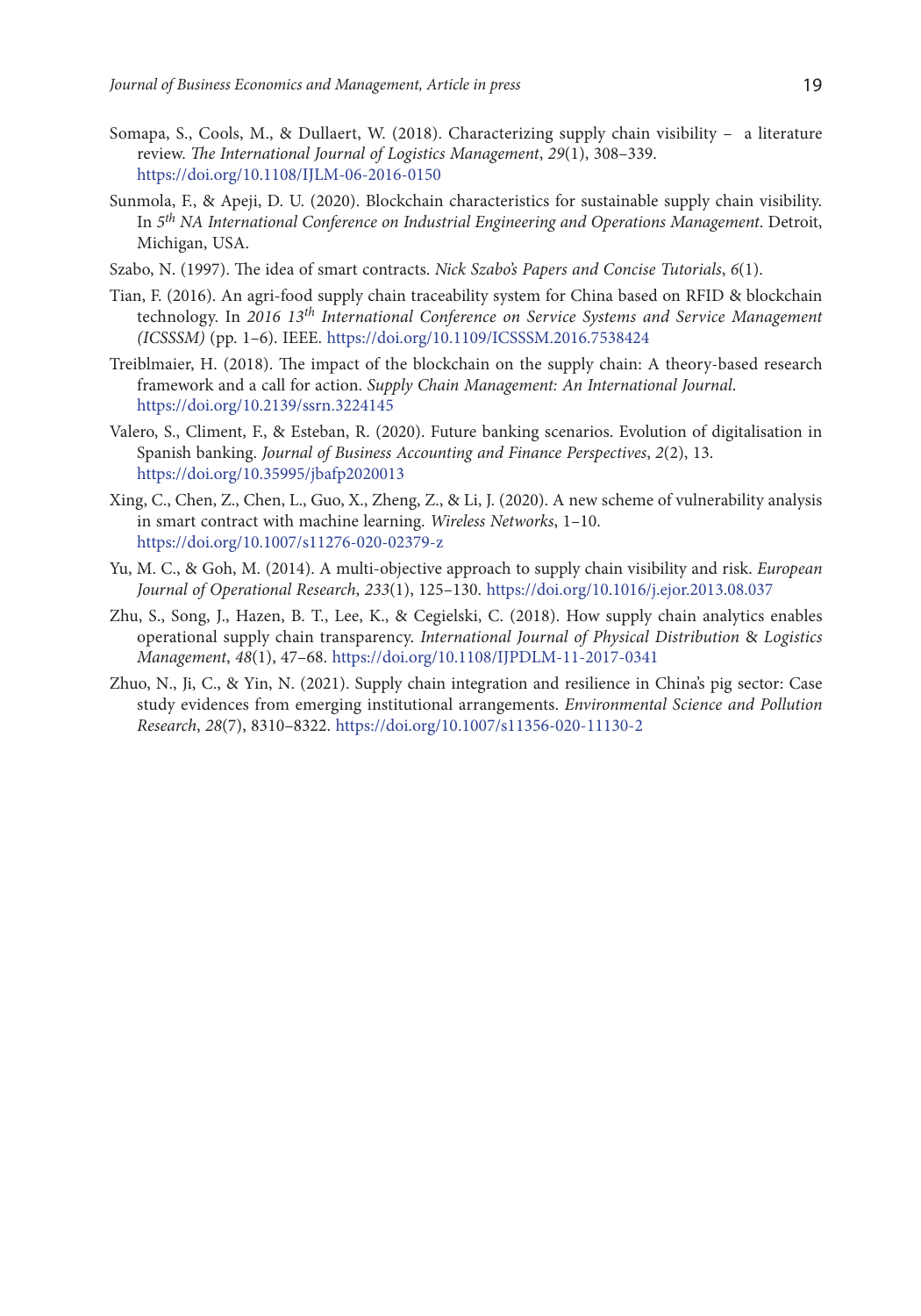Somapa, S., Cools, M., & Dullaert, W. (2018). Characterizing supply chain visibility – a literature review. *The International Journal of Logistics Management*, *29*(1), 308–339. https://doi.org/10.1108/IJLM-06-2016-0150

Sunmola, F., & Apeji, D. U. (2020). Blockchain characteristics for sustainable supply chain visibility. In *5th NA International Conference on Industrial Engineering and Operations Management*. Detroit, Michigan, USA.

Szabo, N. (1997). The idea of smart contracts. *Nick Szabo's Papers and Concise Tutorials*, *6*(1).

Tian, F. (2016). An agri-food supply chain traceability system for China based on RFID & blockchain technology. In *2016 13th International Conference on Service Systems and Service Management (ICSSSM)* (pp. 1–6). IEEE. https://doi.org/10.1109/ICSSSM.2016.7538424

Treiblmaier, H. (2018). The impact of the blockchain on the supply chain: A theory-based research framework and a call for action. *Supply Chain Management: An International Journal*. https://doi.org/10.2139/ssrn.3224145

Valero, S., Climent, F., & Esteban, R. (2020). Future banking scenarios. Evolution of digitalisation in Spanish banking. *Journal of Business Accounting and Finance Perspectives*, *2*(2), 13. https://doi.org/10.35995/jbafp2020013

Xing, C., Chen, Z., Chen, L., Guo, X., Zheng, Z., & Li, J. (2020). A new scheme of vulnerability analysis in smart contract with machine learning. *Wireless Networks*, 1–10. https://doi.org/10.1007/s11276-020-02379-z

Yu, M. C., & Goh, M. (2014). A multi-objective approach to supply chain visibility and risk. *European Journal of Operational Research*, *233*(1), 125–130. https://doi.org/10.1016/j.ejor.2013.08.037

Zhu, S., Song, J., Hazen, B. T., Lee, K., & Cegielski, C. (2018). How supply chain analytics enables operational supply chain transparency. *International Journal of Physical Distribution & Logistics Management*, *48*(1), 47–68. https://doi.org/10.1108/IJPDLM-11-2017-0341

Zhuo, N., Ji, C., & Yin, N. (2021). Supply chain integration and resilience in China's pig sector: Case study evidences from emerging institutional arrangements. *Environmental Science and Pollution Research*, *28*(7), 8310–8322. https://doi.org/10.1007/s11356-020-11130-2